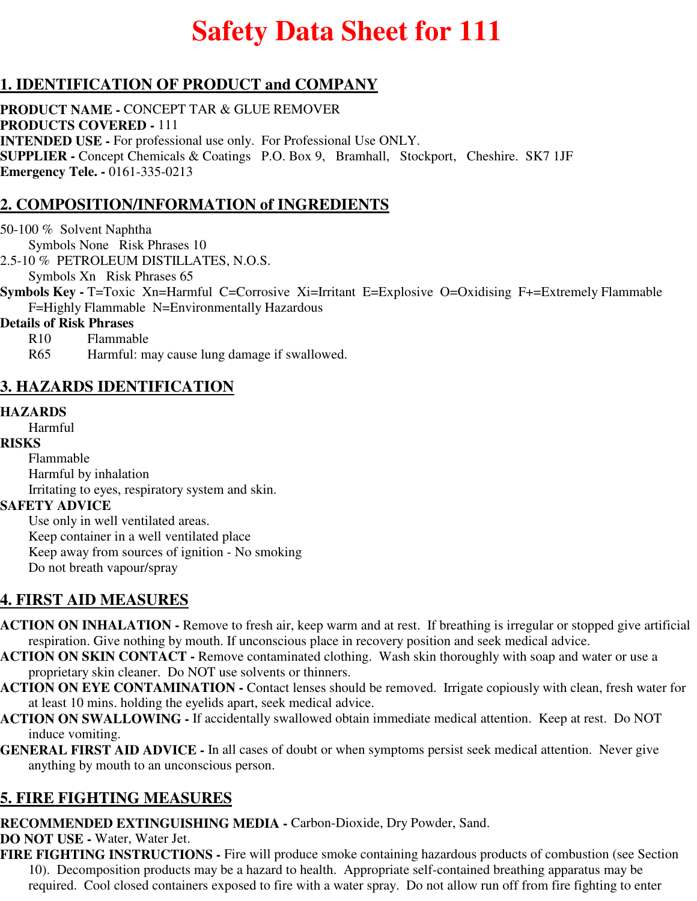# Safety Data Sheet for 111

## 1. IDENTIFICATION OF PRODUCT and COMPANY

**PRODUCT NAME -** CONCEPT TAR & GLUE REMOVER
**PRODUCTS COVERED -** 111
**INTENDED USE -** For professional use only. For Professional Use ONLY.
**SUPPLIER -** Concept Chemicals & Coatings P.O. Box 9, Bramhall, Stockport, Cheshire. SK7 1JF
**Emergency Tele. -** 0161-335-0213

## 2. COMPOSITION/INFORMATION of INGREDIENTS

50-100 % Solvent Naphtha
Symbols None Risk Phrases 10
2.5-10 % PETROLEUM DISTILLATES, N.O.S.
Symbols Xn Risk Phrases 65
**Symbols Key -** T=Toxic Xn=Harmful C=Corrosive Xi=Irritant E=Explosive O=Oxidising F+=Extremely Flammable F=Highly Flammable N=Environmentally Hazardous
**Details of Risk Phrases**
R10 Flammable
R65 Harmful: may cause lung damage if swallowed.

## 3. HAZARDS IDENTIFICATION

**HAZARDS**
Harmful
**RISKS**
Flammable
Harmful by inhalation
Irritating to eyes, respiratory system and skin.
**SAFETY ADVICE**
Use only in well ventilated areas.
Keep container in a well ventilated place
Keep away from sources of ignition - No smoking
Do not breath vapour/spray

## 4. FIRST AID MEASURES

**ACTION ON INHALATION -** Remove to fresh air, keep warm and at rest. If breathing is irregular or stopped give artificial respiration. Give nothing by mouth. If unconscious place in recovery position and seek medical advice.
**ACTION ON SKIN CONTACT -** Remove contaminated clothing. Wash skin thoroughly with soap and water or use a proprietary skin cleaner. Do NOT use solvents or thinners.
**ACTION ON EYE CONTAMINATION -** Contact lenses should be removed. Irrigate copiously with clean, fresh water for at least 10 mins. holding the eyelids apart, seek medical advice.
**ACTION ON SWALLOWING -** If accidentally swallowed obtain immediate medical attention. Keep at rest. Do NOT induce vomiting.
**GENERAL FIRST AID ADVICE -** In all cases of doubt or when symptoms persist seek medical attention. Never give anything by mouth to an unconscious person.

## 5. FIRE FIGHTING MEASURES

**RECOMMENDED EXTINGUISHING MEDIA -** Carbon-Dioxide, Dry Powder, Sand.
**DO NOT USE -** Water, Water Jet.
**FIRE FIGHTING INSTRUCTIONS -** Fire will produce smoke containing hazardous products of combustion (see Section 10). Decomposition products may be a hazard to health. Appropriate self-contained breathing apparatus may be required. Cool closed containers exposed to fire with a water spray. Do not allow run off from fire fighting to enter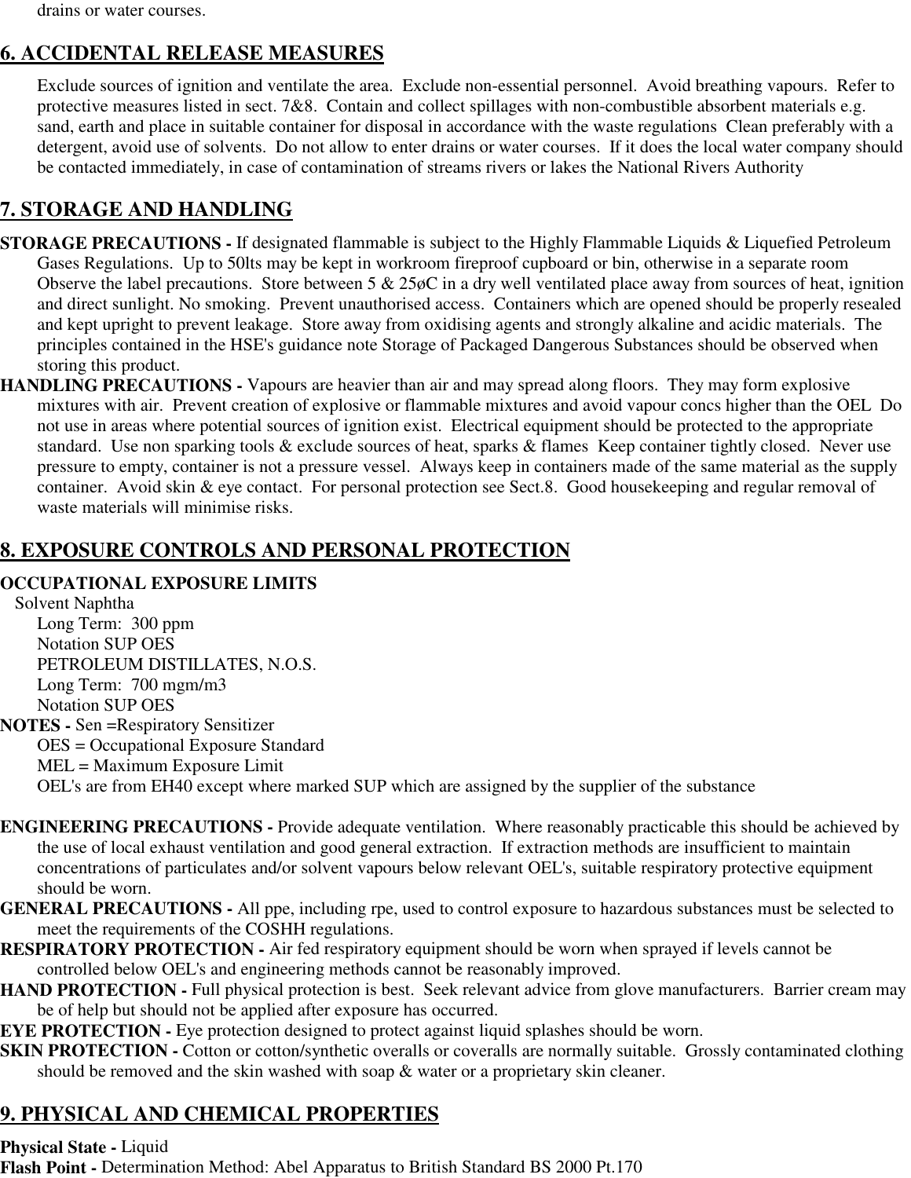drains or water courses.

## 6. ACCIDENTAL RELEASE MEASURES

Exclude sources of ignition and ventilate the area. Exclude non-essential personnel. Avoid breathing vapours. Refer to protective measures listed in sect. 7&8. Contain and collect spillages with non-combustible absorbent materials e.g. sand, earth and place in suitable container for disposal in accordance with the waste regulations Clean preferably with a detergent, avoid use of solvents. Do not allow to enter drains or water courses. If it does the local water company should be contacted immediately, in case of contamination of streams rivers or lakes the National Rivers Authority

## 7. STORAGE AND HANDLING

**STORAGE PRECAUTIONS -** If designated flammable is subject to the Highly Flammable Liquids & Liquefied Petroleum Gases Regulations. Up to 50lts may be kept in workroom fireproof cupboard or bin, otherwise in a separate room Observe the label precautions. Store between 5 & 25øC in a dry well ventilated place away from sources of heat, ignition and direct sunlight. No smoking. Prevent unauthorised access. Containers which are opened should be properly resealed and kept upright to prevent leakage. Store away from oxidising agents and strongly alkaline and acidic materials. The principles contained in the HSE's guidance note Storage of Packaged Dangerous Substances should be observed when storing this product.

**HANDLING PRECAUTIONS -** Vapours are heavier than air and may spread along floors. They may form explosive mixtures with air. Prevent creation of explosive or flammable mixtures and avoid vapour concs higher than the OEL Do not use in areas where potential sources of ignition exist. Electrical equipment should be protected to the appropriate standard. Use non sparking tools & exclude sources of heat, sparks & flames Keep container tightly closed. Never use pressure to empty, container is not a pressure vessel. Always keep in containers made of the same material as the supply container. Avoid skin & eye contact. For personal protection see Sect.8. Good housekeeping and regular removal of waste materials will minimise risks.

## 8. EXPOSURE CONTROLS AND PERSONAL PROTECTION

**OCCUPATIONAL EXPOSURE LIMITS**

Solvent Naphtha
Long Term: 300 ppm
Notation SUP OES
PETROLEUM DISTILLATES, N.O.S.
Long Term: 700 mgm/m3
Notation SUP OES

**NOTES -** Sen =Respiratory Sensitizer
OES = Occupational Exposure Standard
MEL = Maximum Exposure Limit
OEL's are from EH40 except where marked SUP which are assigned by the supplier of the substance

**ENGINEERING PRECAUTIONS -** Provide adequate ventilation. Where reasonably practicable this should be achieved by the use of local exhaust ventilation and good general extraction. If extraction methods are insufficient to maintain concentrations of particulates and/or solvent vapours below relevant OEL's, suitable respiratory protective equipment should be worn.

**GENERAL PRECAUTIONS -** All ppe, including rpe, used to control exposure to hazardous substances must be selected to meet the requirements of the COSHH regulations.

**RESPIRATORY PROTECTION -** Air fed respiratory equipment should be worn when sprayed if levels cannot be controlled below OEL's and engineering methods cannot be reasonably improved.

**HAND PROTECTION -** Full physical protection is best. Seek relevant advice from glove manufacturers. Barrier cream may be of help but should not be applied after exposure has occurred.

**EYE PROTECTION -** Eye protection designed to protect against liquid splashes should be worn.

**SKIN PROTECTION -** Cotton or cotton/synthetic overalls or coveralls are normally suitable. Grossly contaminated clothing should be removed and the skin washed with soap & water or a proprietary skin cleaner.

## 9. PHYSICAL AND CHEMICAL PROPERTIES

**Physical State -** Liquid
**Flash Point -** Determination Method: Abel Apparatus to British Standard BS 2000 Pt.170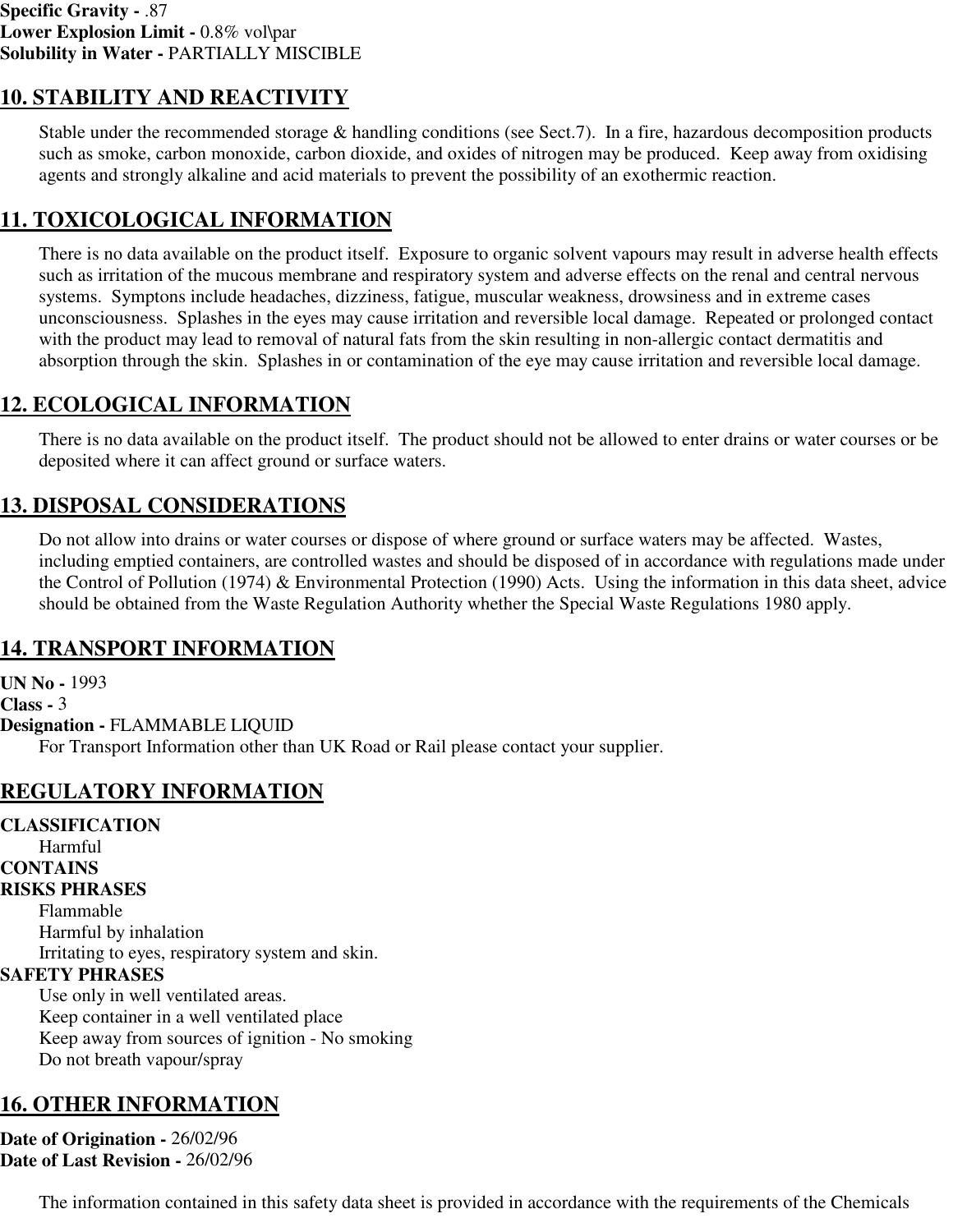**Specific Gravity -** .87
**Lower Explosion Limit -** 0.8% vol\par
**Solubility in Water -** PARTIALLY MISCIBLE

## 10. STABILITY AND REACTIVITY

Stable under the recommended storage & handling conditions (see Sect.7). In a fire, hazardous decomposition products such as smoke, carbon monoxide, carbon dioxide, and oxides of nitrogen may be produced. Keep away from oxidising agents and strongly alkaline and acid materials to prevent the possibility of an exothermic reaction.

## 11. TOXICOLOGICAL INFORMATION

There is no data available on the product itself. Exposure to organic solvent vapours may result in adverse health effects such as irritation of the mucous membrane and respiratory system and adverse effects on the renal and central nervous systems. Symptons include headaches, dizziness, fatigue, muscular weakness, drowsiness and in extreme cases unconsciousness. Splashes in the eyes may cause irritation and reversible local damage. Repeated or prolonged contact with the product may lead to removal of natural fats from the skin resulting in non-allergic contact dermatitis and absorption through the skin. Splashes in or contamination of the eye may cause irritation and reversible local damage.

## 12. ECOLOGICAL INFORMATION

There is no data available on the product itself. The product should not be allowed to enter drains or water courses or be deposited where it can affect ground or surface waters.

## 13. DISPOSAL CONSIDERATIONS

Do not allow into drains or water courses or dispose of where ground or surface waters may be affected. Wastes, including emptied containers, are controlled wastes and should be disposed of in accordance with regulations made under the Control of Pollution (1974) & Environmental Protection (1990) Acts. Using the information in this data sheet, advice should be obtained from the Waste Regulation Authority whether the Special Waste Regulations 1980 apply.

## 14. TRANSPORT INFORMATION

**UN No -** 1993
**Class -** 3
**Designation -** FLAMMABLE LIQUID

For Transport Information other than UK Road or Rail please contact your supplier.

## REGULATORY INFORMATION

**CLASSIFICATION**

Harmful

**CONTAINS**

**RISKS PHRASES**

Flammable
Harmful by inhalation
Irritating to eyes, respiratory system and skin.

**SAFETY PHRASES**

Use only in well ventilated areas.
Keep container in a well ventilated place
Keep away from sources of ignition - No smoking
Do not breath vapour/spray

## 16. OTHER INFORMATION

**Date of Origination -** 26/02/96
**Date of Last Revision -** 26/02/96

The information contained in this safety data sheet is provided in accordance with the requirements of the Chemicals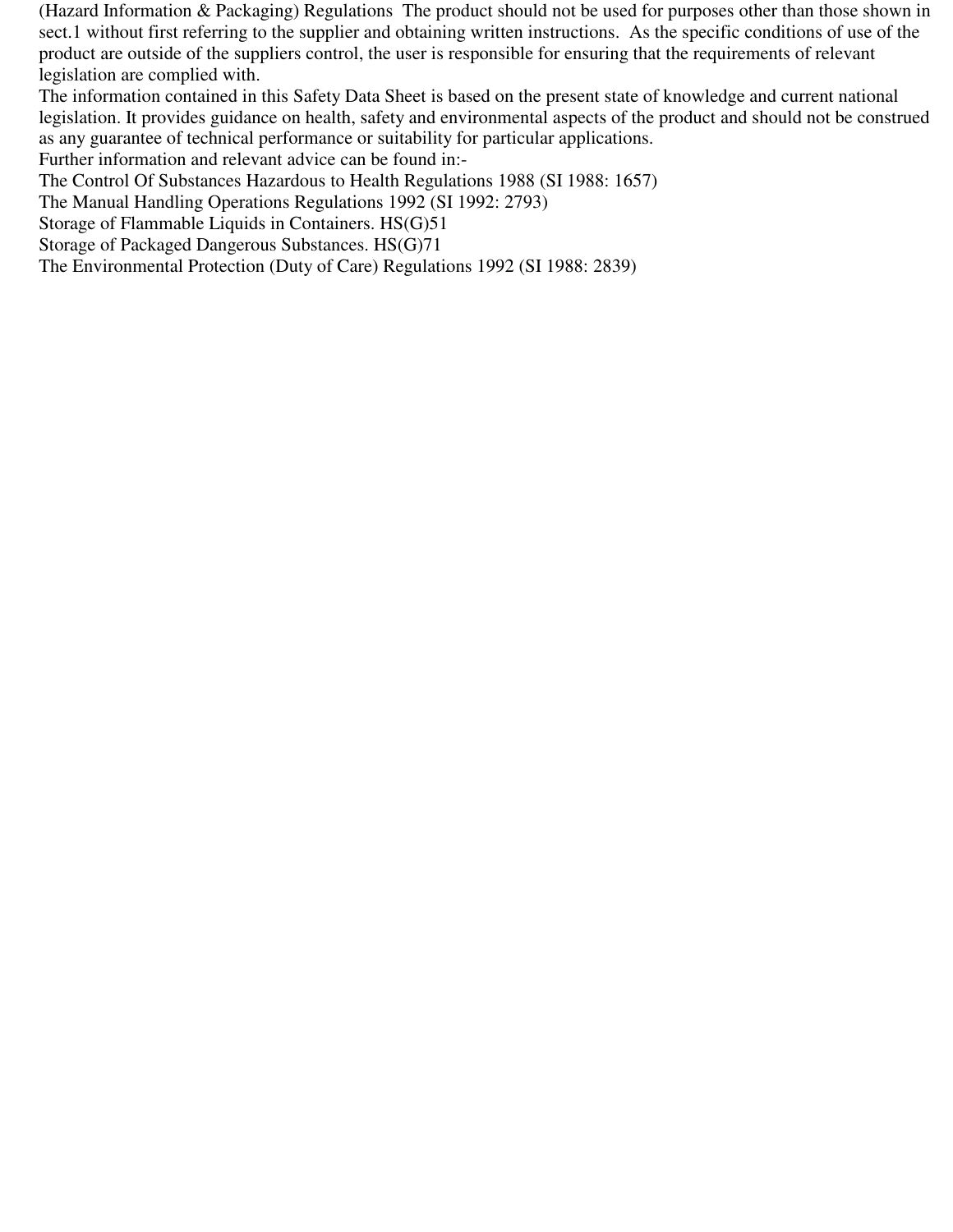(Hazard Information & Packaging) Regulations  The product should not be used for purposes other than those shown in sect.1 without first referring to the supplier and obtaining written instructions.  As the specific conditions of use of the product are outside of the suppliers control, the user is responsible for ensuring that the requirements of relevant legislation are complied with.

The information contained in this Safety Data Sheet is based on the present state of knowledge and current national legislation. It provides guidance on health, safety and environmental aspects of the product and should not be construed as any guarantee of technical performance or suitability for particular applications.

Further information and relevant advice can be found in:-

The Control Of Substances Hazardous to Health Regulations 1988 (SI 1988: 1657)

The Manual Handling Operations Regulations 1992 (SI 1992: 2793)

Storage of Flammable Liquids in Containers. HS(G)51

Storage of Packaged Dangerous Substances. HS(G)71

The Environmental Protection (Duty of Care) Regulations 1992 (SI 1988: 2839)